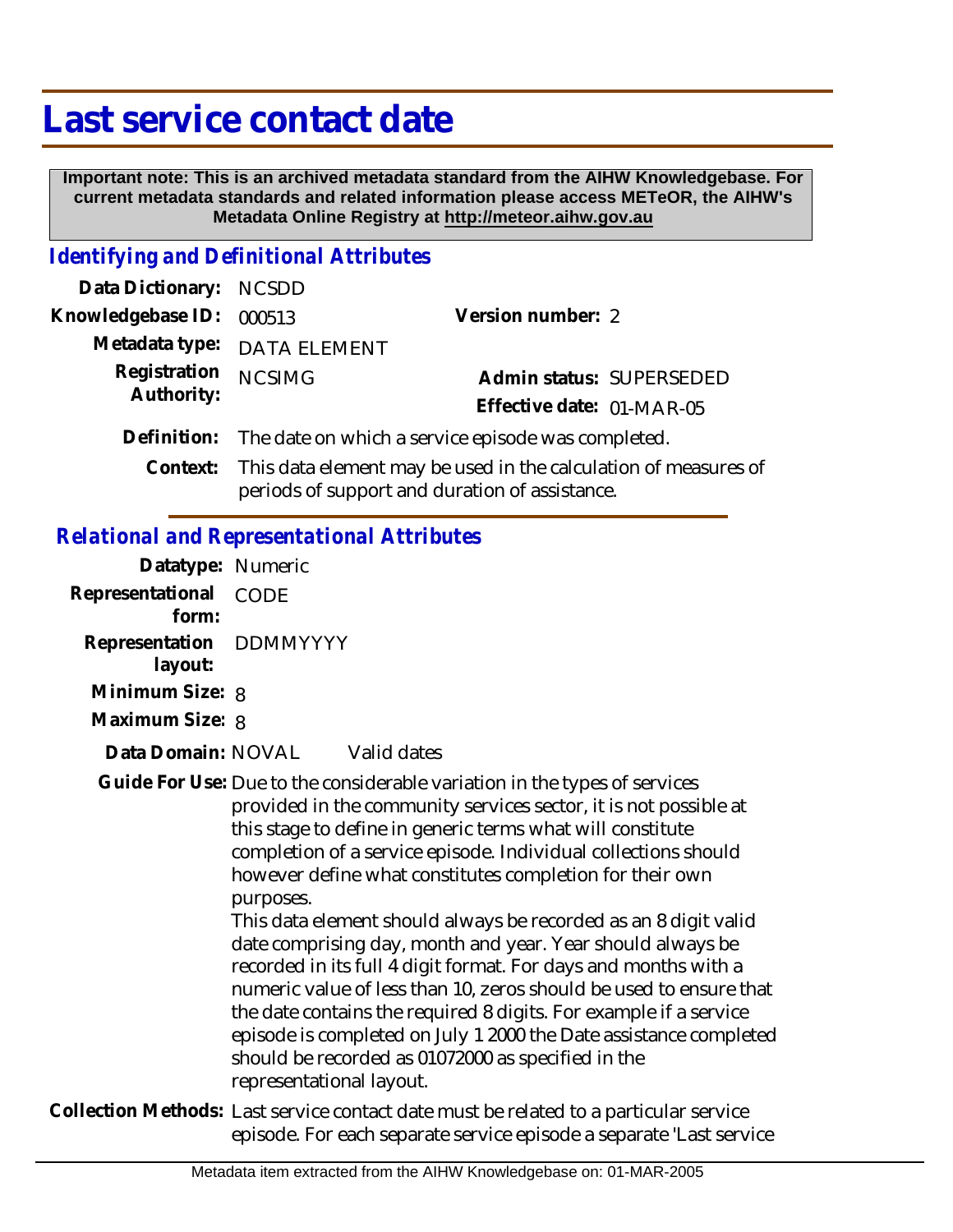# Last service contact date

**Important note: This is an archived metadata standard from the AIHW Knowledgebase. For current metadata standards and related information please access METeOR, the AIHW's Metadata Online Registry at http://meteor.aihw.gov.au**

## *Identifying and Definitional Attributes*

**Data Dictionary:** NCSDD

**Knowledgebase ID:** 000513

**Version number:** 2

**Metadata type:** DATA ELEMENT

**Registration Authority:** NCSIMG

**Admin status:** SUPERSEDED

**Effective date:** 01-MAR-05

**Definition:** The date on which a service episode was completed.

**Context:** This data element may be used in the calculation of measures of periods of support and duration of assistance.

## *Relational and Representational Attributes*

**Datatype:** Numeric

**Representational form:** CODE

**Representation layout:** DDMMYYYY

**Minimum Size:** 8

**Maximum Size:** 8

**Data Domain:** NOVAL Valid dates

**Guide For Use:** Due to the considerable variation in the types of services provided in the community services sector, it is not possible at this stage to define in generic terms what will constitute completion of a service episode. Individual collections should however define what constitutes completion for their own purposes.
This data element should always be recorded as an 8 digit valid date comprising day, month and year. Year should always be recorded in its full 4 digit format. For days and months with a numeric value of less than 10, zeros should be used to ensure that the date contains the required 8 digits. For example if a service episode is completed on July 1 2000 the Date assistance completed should be recorded as 01072000 as specified in the representational layout.

**Collection Methods:** Last service contact date must be related to a particular service episode. For each separate service episode a separate 'Last service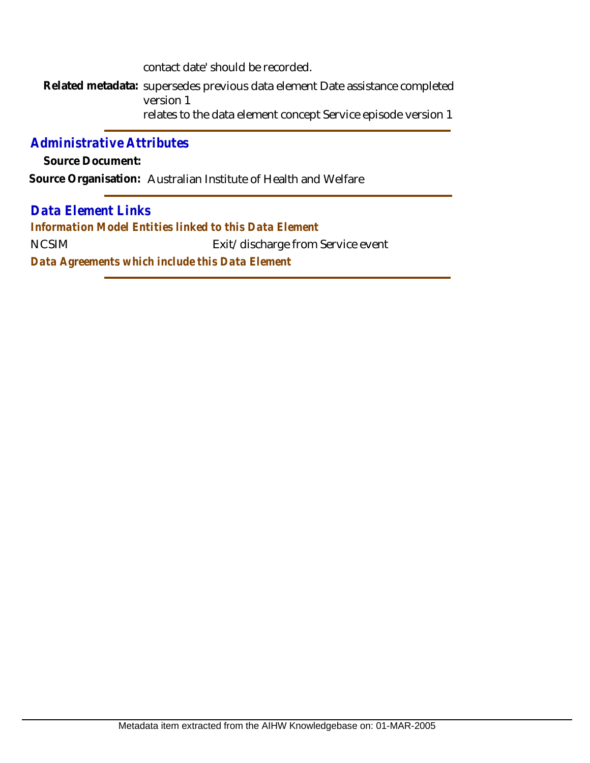contact date' should be recorded.

**Related metadata:** supersedes previous data element Date assistance completed version 1
relates to the data element concept Service episode version 1

## Administrative Attributes

**Source Document:**

**Source Organisation:** Australian Institute of Health and Welfare

## Data Element Links

### Information Model Entities linked to this Data Element

| | |
|---|---|
| NCSIM | Exit/discharge from Service event |

### Data Agreements which include this Data Element